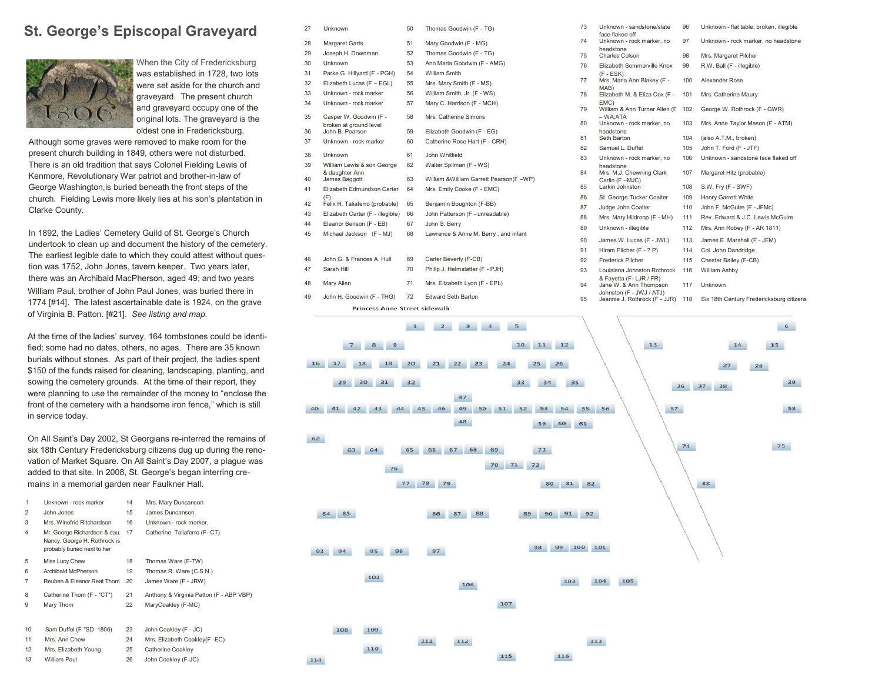# St. George's Episcopal Graveyard

When the City of Fredericksburg was established in 1728, two lots were set aside for the church and graveyard. The present church and graveyard occupy one of the original lots. The graveyard is the oldest one in Fredericksburg. Although some graves were removed to make room for the present church building in 1849, others were not disturbed. There is an old tradition that says Colonel Fielding Lewis of Kenmore, Revolutionary War patriot and brother-in-law of George Washington,is buried beneath the front steps of the church. Fielding Lewis more likely lies at his son's plantation in Clarke County.

In 1892, the Ladies' Cemetery Guild of St. George's Church undertook to clean up and document the history of the cemetery. The earliest legible date to which they could attest without question was 1752, John Jones, tavern keeper. Two years later, there was an Archibald MacPherson, aged 49; and two years William Paul, brother of John Paul Jones, was buried there in 1774 [#14]. The latest ascertainable date is 1924, on the grave of Virginia B. Patton. [#21]. *See listing and map.*

At the time of the ladies' survey, 164 tombstones could be identified; some had no dates, others, no ages. There are 35 known burials without stones. As part of their project, the ladies spent $150 of the funds raised for cleaning, landscaping, planting, and sowing the cemetery grounds. At the time of their report, they were planning to use the remainder of the money to "enclose the front of the cemetery with a handsome iron fence," which is still in service today.

On All Saint's Day 2002, St Georgians re-interred the remains of six 18th Century Fredericksburg citizens dug up during the renovation of Market Square. On All Saint's Day 2007, a plague was added to that site. In 2008, St. George's began interring cremains in a memorial garden near Faulkner Hall.

| # | Name | # | Name |
|---|---|---|---|
| 1 | Unknown - rock marker | 14 | Mrs. Mary Duncanson |
| 2 | John Jones | 15 | James Duncanson |
| 3 | Mrs. Winefrid Ritchardson | 16 | Unknown - rock marker, |
| 4 | Mr. George Richardson & dau. Nancy. George H. Rothrock is probably buried next to her | 17 | Catherine Taliaferro (F- CT) |
| 5 | Miss Lucy Chew | 18 | Thomas Ware (F-TW) |
| 6 | Archibald McPherson | 19 | Thomas R. Ware (C.S.N.) |
| 7 | Reuben & Eleanor Reat Thom | 20 | James Ware (F - JRW) |
| 8 | Catherine Thom (F - "CT") | 21 | Anthony & Virginia Patton (F - ABP VBP) |
| 9 | Mary Thom | 22 | MaryCoakley (F-MC) |
| 10 | Sam Duffel (F-"SD 1806) | 23 | John Coakley (F - JC) |
| 11 | Mrs. Ann Chew | 24 | Mrs. Elizabeth Coakley(F -EC) |
| 12 | Mrs. Elizabeth Young | 25 | Catherine Coakley |
| 13 | William Paul | 26 | John Coakley (F-JC) |

| # | Name | # | Name |
|---|---|---|---|
| 27 | Unknown | 50 | Thomas Goodwin (F - TG) |
| 28 | Margaret Garts | 51 | Mary Goodwin (F - MG) |
| 29 | Joseph H. Downman | 52 | Thomas Goodwin (F - TG) |
| 30 | Unknown | 53 | Ann Maria Goodwin (F - AMG) |
| 31 | Parke G. Hillyard (F - PGH) | 54 | William Smith |
| 32 | Elizabeth Lucas (F – EGL) | 55 | Mrs. Mary Smith (F - MS) |
| 33 | Unknown - rock marker | 56 | William Smith, Jr. (F - WS) |
| 34 | Unknown - rock marker | 57 | Mary C. Harrison (F - MCH) |
| 35 | Casper W. Goodwin (F - broken at ground level | 58 | Mrs. Catherine Simons |
| 36 | John B. Pearson | 59 | Elizabeth Goodwin (F - EG) |
| 37 | Unknown - rock marker | 60 | Catherine Rose Hart (F - CRH) |
| 38 | Unknown | 61 | John Whitfield |
| 39 | William Lewis & son George & daughter Ann | 62 | Walter Spilman (F - WS) |
| 40 | James Baggott | 63 | William &William Garrett Pearson(F –WP) |
| 41 | Elizabeth Edmundson Carter (F) | 64 | Mrs. Emily Cooke (F - EMC) |
| 42 | Felix H. Taliaferro (probable) | 65 | Benjamin Boughton (F-BB) |
| 43 | Elizabeth Carter (F - illegible) | 66 | John Patterson (F - unreadable) |
| 44 | Eleanor Benson (F - EB) | 67 | John S. Berry |
| 45 | Michael Jackson (F - MJ) | 68 | Lawrence & Anne M. Berry , and infant |
| 46 | John G. & Frances A. Hull | 69 | Carter Beverly (F-CB) |
| 47 | Sarah Hill | 70 | Philip J. Helmstatter (F - PJH) |
| 48 | Mary Allen | 71 | Mrs. Elizabeth Lyon (F - EPL) |
| 49 | John H. Goodwin (F - THG) | 72 | Edward Seth Barton |

| # | Name | # | Name |
|---|---|---|---|
| 73 | Unknown - sandstone/slate face flaked off | 96 | Unknown - flat table, broken, illegible |
| 74 | Unknown - rock marker, no headstone | 97 | Unknown - rock marker, no headstone |
| 75 | Charles Colson | 98 | Mrs. Margaret Pilcher |
| 76 | Elizabeth Sommerville Knox (F - ESK) | 99 | R.W. Ball (F - illegible) |
| 77 | Mrs. Maria Ann Blakey (F - MAB) | 100 | Alexander Rose |
| 78 | Elizabeth M. & Eliza Cox (F - EMC) | 101 | Mrs. Catherine Maury |
| 79 | William & Ann Turner Allen (F – WA;ATA | 102 | George W. Rothrock (F - GWR) |
| 80 | Unknown - rock marker, no headstone | 103 | Mrs. Anna Taylor Mason (F - ATM) |
| 81 | Seth Barton | 104 | (also A.T.M., broken) |
| 82 | Samuel L. Duffel | 105 | John T. Ford (F - JTF) |
| 83 | Unknown - rock marker, no headstone | 106 | Unknown - sandstone face flaked off |
| 84 | Mrs. M.J. Chewning Clark Carlin (F –MJC) | 107 | Margaret Hitz (probable) |
| 85 | Larkin Johnston | 108 | S.W. Fry (F - SWF) |
| 86 | St. George Tucker Coalter | 109 | Henry Garrett White |
| 87 | Judge John Coalter | 110 | John F. McGuire (F - JFMc) |
| 88 | Mrs. Mary Hildroop (F - MH) | 111 | Rev. Edward & J.C. Lewis McGuire |
| 89 | Unknown - illegible | 112 | Mrs. Ann Robey (F - AR 1811) |
| 90 | James W. Lucas (F - JWL) | 113 | James E. Marshall (F - JEM) |
| 91 | Hiram Pilcher (F - ? P) | 114 | Col. John Dandridge |
| 92 | Frederick Pilcher | 115 | Chester Bailey (F-CB) |
| 93 | Louisiana Johnston Rothrock & Fayetta (F- LJR / FR) | 116 | William Ashby |
| 94 | Jane W. & Ann Thompson Johnston (F - JWJ / ATJ) | 117 | Unknown |
| 95 | Jeannie J. Rothrock (F - JJR) | 118 | Six 18th Century Fredericksburg citizens |

Princess Anne Street sidewalk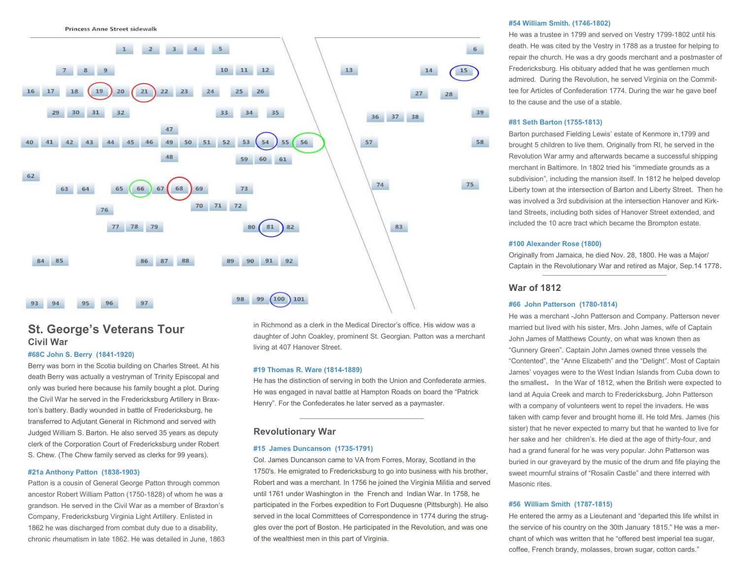Princess Anne Street sidewalk

1 2 3 4 5 6
7 8 9 10 11 12 13 14 15
16 17 18 19 20 21 22 23 24 25 26 27 28
29 30 31 32 33 34 35 36 37 38 39
47
40 41 42 43 44 45 46 49 50 51 52 53 54 55 56 57 58
48 59 60 61
62
63 64 65 66 67 68 69 73 74 75
70 71 72
76
77 78 79 80 81 82 83
84 85 86 87 88 89 90 91 92
93 94 95 96 97 98 99 100 101

# St. George's Veterans Tour

## Civil War

### #68C John S. Berry (1841-1920)

Berry was born in the Scotia building on Charles Street. At his death Berry was actually a vestryman of Trinity Episcopal and only was buried here because his family bought a plot. During the Civil War he served in the Fredericksburg Artillery in Braxton's battery. Badly wounded in battle of Fredericksburg, he transferred to Adjutant General in Richmond and served with Judged William S. Barton. He also served 35 years as deputy clerk of the Corporation Court of Fredericksburg under Robert S. Chew. (The Chew family served as clerks for 99 years).

### #21a Anthony Patton (1838-1903)

Patton is a cousin of General George Patton through common ancestor Robert William Patton (1750-1828) of whom he was a grandson. He served in the Civil War as a member of Braxton's Company, Fredericksburg Virginia Light Artillery. Enlisted in 1862 he was discharged from combat duty due to a disability, chronic rheumatism in late 1862. He was detailed in June, 1863 in Richmond as a clerk in the Medical Director's office. His widow was a daughter of John Coakley, prominent St. Georgian. Patton was a merchant living at 407 Hanover Street.

### #19 Thomas R. Ware (1814-1889)

He has the distinction of serving in both the Union and Confederate armies. He was engaged in naval battle at Hampton Roads on board the "Patrick Henry". For the Confederates he later served as a paymaster.

---

## Revolutionary War

### #15 James Duncanson (1735-1791)

Col. James Duncanson came to VA from Forres, Moray, Scotland in the 1750's. He emigrated to Fredericksburg to go into business with his brother, Robert and was a merchant. In 1756 he joined the Virginia Militia and served until 1761 under Washington in the French and Indian War. In 1758, he participated in the Forbes expedition to Fort Duquesne (Pittsburgh). He also served in the local Committees of Correspondence in 1774 during the struggles over the port of Boston. He participated in the Revolution, and was one of the wealthiest men in this part of Virginia.

### #54 William Smith. (1746-1802)

He was a trustee in 1799 and served on Vestry 1799-1802 until his death. He was cited by the Vestry in 1788 as a trustee for helping to repair the church. He was a dry goods merchant and a postmaster of Fredericksburg. His obituary added that he was gentlemen much admired. During the Revolution, he served Virginia on the Committee for Articles of Confederation 1774. During the war he gave beef to the cause and the use of a stable.

### #81 Seth Barton (1755-1813)

Barton purchased Fielding Lewis' estate of Kenmore in,1799 and brought 5 children to live them. Originally from RI, he served in the Revolution War army and afterwards became a successful shipping merchant in Baltimore. In 1802 tried his "immediate grounds as a subdivision", including the mansion itself. In 1812 he helped develop Liberty town at the intersection of Barton and Liberty Street. Then he was involved a 3rd subdivision at the intersection Hanover and Kirkland Streets, including both sides of Hanover Street extended, and included the 10 acre tract which became the Brompton estate.

### #100 Alexander Rose (1800)

Originally from Jamaica, he died Nov. 28, 1800. He was a Major/ Captain in the Revolutionary War and retired as Major, Sep.14 1778.

---

## War of 1812

### #66 John Patterson (1780-1814)

He was a merchant -John Patterson and Company. Patterson never married but lived with his sister, Mrs. John James, wife of Captain John James of Matthews County, on what was known then as "Gunnery Green". Captain John James owned three vessels the "Contented", the "Anne Elizabeth" and the "Delight". Most of Captain James' voyages were to the West Indian Islands from Cuba down to the smallest. In the War of 1812, when the British were expected to land at Aquia Creek and march to Fredericksburg, John Patterson with a company of volunteers went to repel the invaders. He was taken with camp fever and brought home ill. He told Mrs. James (his sister) that he never expected to marry but that he wanted to live for her sake and her children's. He died at the age of thirty-four, and had a grand funeral for he was very popular. John Patterson was buried in our graveyard by the music of the drum and fife playing the sweet mournful strains of "Rosalin Castle" and there interred with Masonic rites.

### #56 William Smith (1787-1815)

He entered the army as a Lieutenant and "departed this life whilst in the service of his country on the 30th January 1815." He was a merchant of which was written that he "offered best imperial tea sugar, coffee, French brandy, molasses, brown sugar, cotton cards."